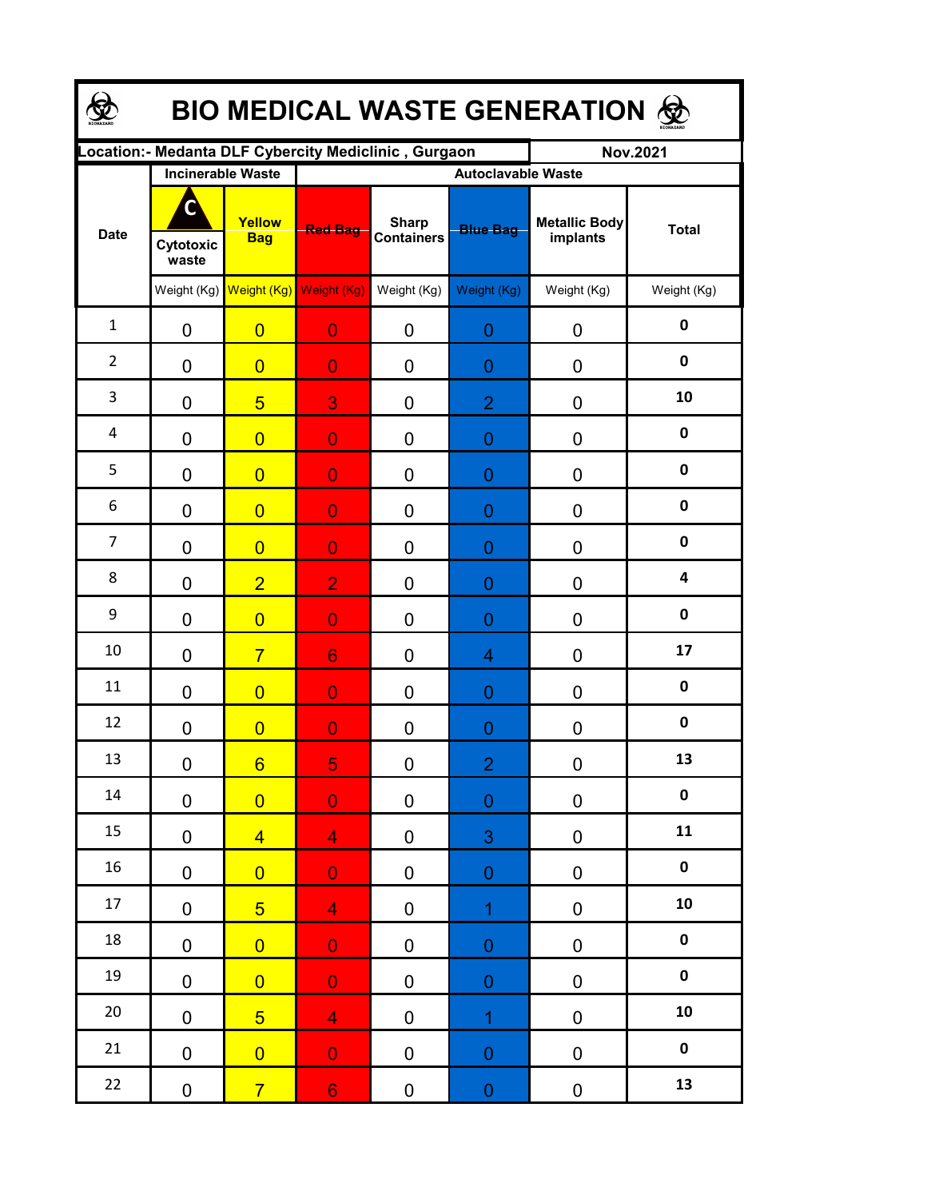# BIO MEDICAL WASTE GENERATION

| Location:- Medanta DLF Cybercity Mediclinic , Gurgaon | | | | | | | Nov.2021 |
|---|---|---|---|---|---|---|---|
| Date | Incinerable Waste | | Autoclavable Waste | | | | |
| | Cytotoxic waste | Yellow Bag | Red Bag | Sharp Containers | Blue Bag | Metallic Body implants | Total |
| | Weight (Kg) | Weight (Kg) | Weight (Kg) | Weight (Kg) | Weight (Kg) | Weight (Kg) | Weight (Kg) |
| 1 | 0 | 0 | 0 | 0 | 0 | 0 | **0** |
| 2 | 0 | 0 | 0 | 0 | 0 | 0 | **0** |
| 3 | 0 | 5 | 3 | 0 | 2 | 0 | **10** |
| 4 | 0 | 0 | 0 | 0 | 0 | 0 | **0** |
| 5 | 0 | 0 | 0 | 0 | 0 | 0 | **0** |
| 6 | 0 | 0 | 0 | 0 | 0 | 0 | **0** |
| 7 | 0 | 0 | 0 | 0 | 0 | 0 | **0** |
| 8 | 0 | 2 | 2 | 0 | 0 | 0 | **4** |
| 9 | 0 | 0 | 0 | 0 | 0 | 0 | **0** |
| 10 | 0 | 7 | 6 | 0 | 4 | 0 | **17** |
| 11 | 0 | 0 | 0 | 0 | 0 | 0 | **0** |
| 12 | 0 | 0 | 0 | 0 | 0 | 0 | **0** |
| 13 | 0 | 6 | 5 | 0 | 2 | 0 | **13** |
| 14 | 0 | 0 | 0 | 0 | 0 | 0 | **0** |
| 15 | 0 | 4 | 4 | 0 | 3 | 0 | **11** |
| 16 | 0 | 0 | 0 | 0 | 0 | 0 | **0** |
| 17 | 0 | 5 | 4 | 0 | 1 | 0 | **10** |
| 18 | 0 | 0 | 0 | 0 | 0 | 0 | **0** |
| 19 | 0 | 0 | 0 | 0 | 0 | 0 | **0** |
| 20 | 0 | 5 | 4 | 0 | 1 | 0 | **10** |
| 21 | 0 | 0 | 0 | 0 | 0 | 0 | **0** |
| 22 | 0 | 7 | 6 | 0 | 0 | 0 | **13** |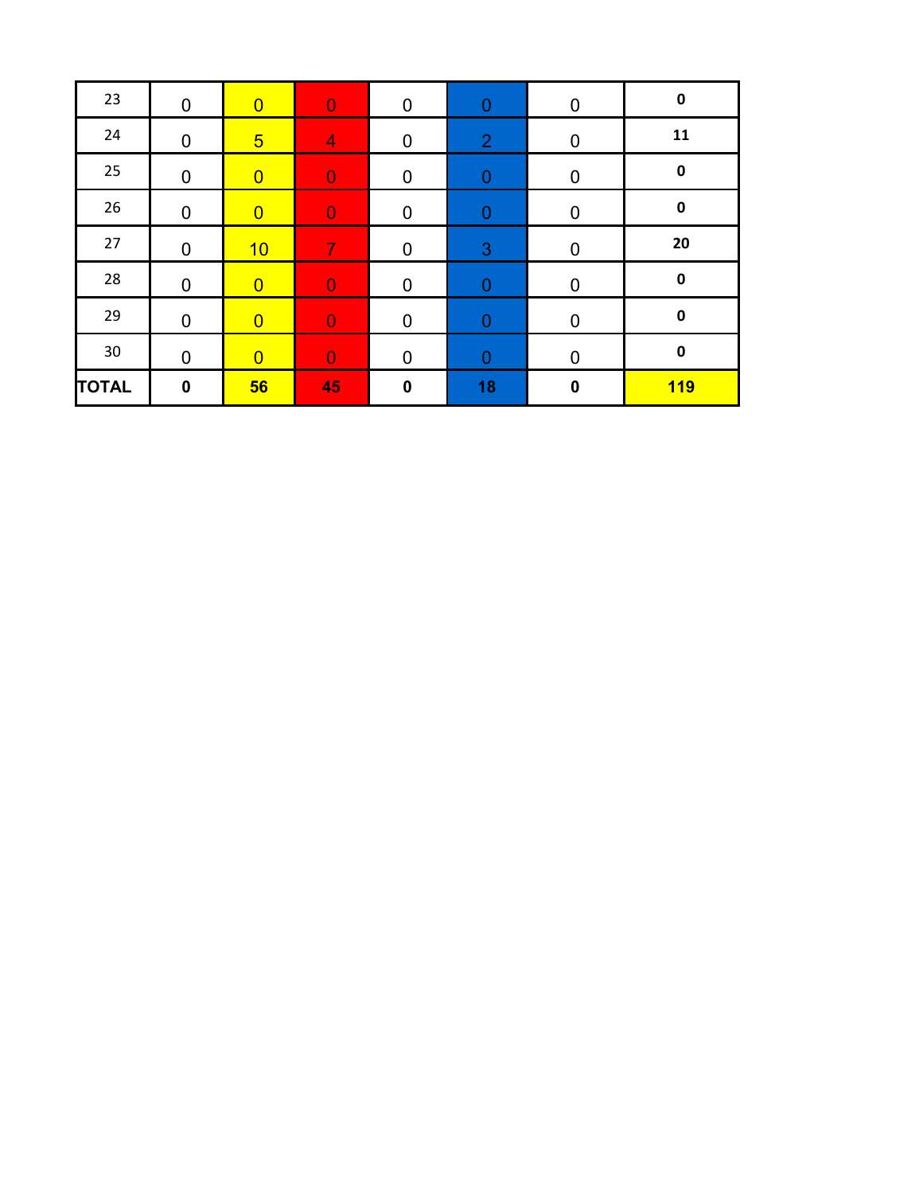| | | | | | | | |
|---|---|---|---|---|---|---|---|
| 23 | 0 | 0 | 0 | 0 | 0 | 0 | **0** |
| 24 | 0 | 5 | 4 | 0 | 2 | 0 | **11** |
| 25 | 0 | 0 | 0 | 0 | 0 | 0 | **0** |
| 26 | 0 | 0 | 0 | 0 | 0 | 0 | **0** |
| 27 | 0 | 10 | 7 | 0 | 3 | 0 | **20** |
| 28 | 0 | 0 | 0 | 0 | 0 | 0 | **0** |
| 29 | 0 | 0 | 0 | 0 | 0 | 0 | **0** |
| 30 | 0 | 0 | 0 | 0 | 0 | 0 | **0** |
| **TOTAL** | **0** | **56** | **45** | **0** | **18** | **0** | **119** |